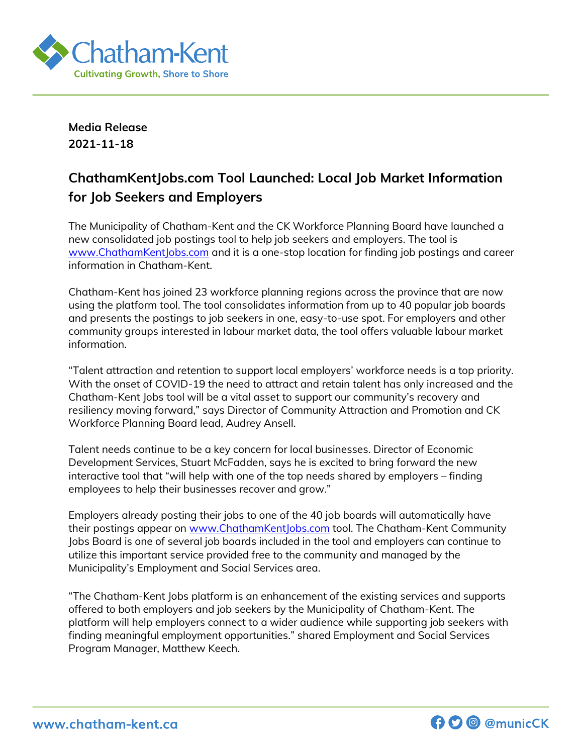**Media Release**
**2021-11-18**

# ChathamKentJobs.com Tool Launched: Local Job Market Information for Job Seekers and Employers

The Municipality of Chatham-Kent and the CK Workforce Planning Board have launched a new consolidated job postings tool to help job seekers and employers. The tool is [www.ChathamKentJobs.com](http://www.ChathamKentJobs.com) and it is a one-stop location for finding job postings and career information in Chatham-Kent.

Chatham-Kent has joined 23 workforce planning regions across the province that are now using the platform tool. The tool consolidates information from up to 40 popular job boards and presents the postings to job seekers in one, easy-to-use spot. For employers and other community groups interested in labour market data, the tool offers valuable labour market information.

"Talent attraction and retention to support local employers' workforce needs is a top priority. With the onset of COVID-19 the need to attract and retain talent has only increased and the Chatham-Kent Jobs tool will be a vital asset to support our community's recovery and resiliency moving forward," says Director of Community Attraction and Promotion and CK Workforce Planning Board lead, Audrey Ansell.

Talent needs continue to be a key concern for local businesses. Director of Economic Development Services, Stuart McFadden, says he is excited to bring forward the new interactive tool that "will help with one of the top needs shared by employers – finding employees to help their businesses recover and grow."

Employers already posting their jobs to one of the 40 job boards will automatically have their postings appear on [www.ChathamKentJobs.com](http://www.ChathamKentJobs.com) tool. The Chatham-Kent Community Jobs Board is one of several job boards included in the tool and employers can continue to utilize this important service provided free to the community and managed by the Municipality's Employment and Social Services area.

"The Chatham-Kent Jobs platform is an enhancement of the existing services and supports offered to both employers and job seekers by the Municipality of Chatham-Kent. The platform will help employers connect to a wider audience while supporting job seekers with finding meaningful employment opportunities." shared Employment and Social Services Program Manager, Matthew Keech.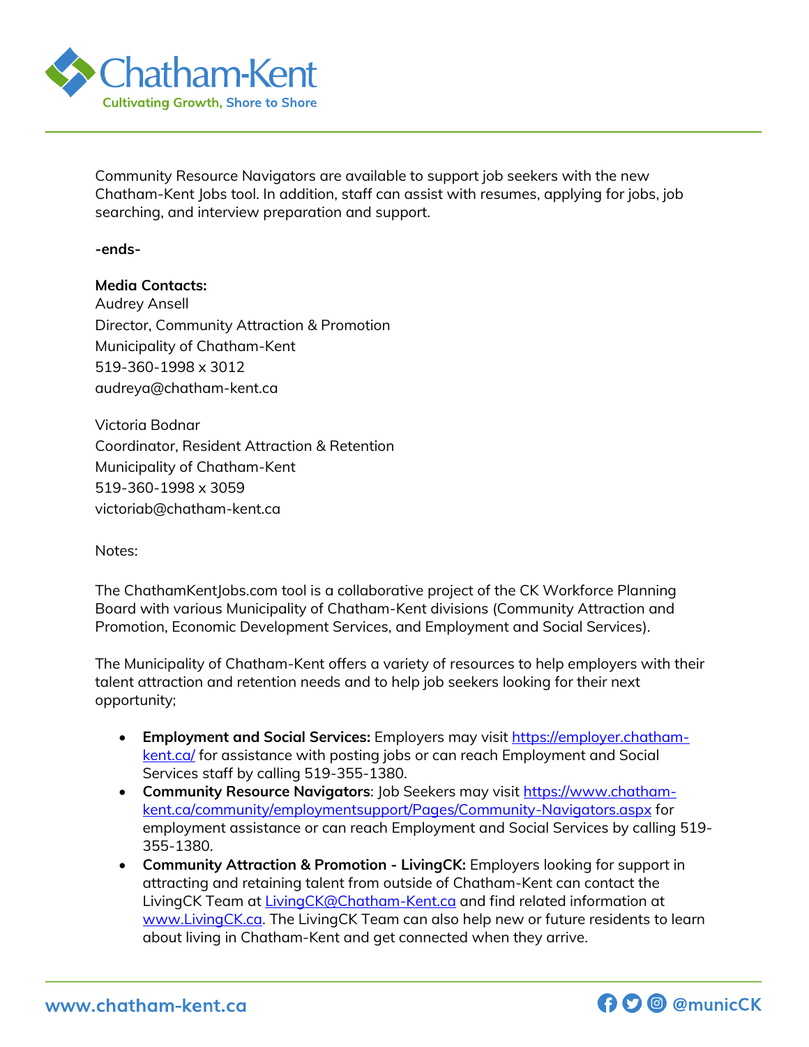Community Resource Navigators are available to support job seekers with the new Chatham-Kent Jobs tool. In addition, staff can assist with resumes, applying for jobs, job searching, and interview preparation and support.

**-ends-**

**Media Contacts:**
Audrey Ansell
Director, Community Attraction & Promotion
Municipality of Chatham-Kent
519-360-1998 x 3012
audreya@chatham-kent.ca

Victoria Bodnar
Coordinator, Resident Attraction & Retention
Municipality of Chatham-Kent
519-360-1998 x 3059
victoriab@chatham-kent.ca

Notes:

The ChathamKentJobs.com tool is a collaborative project of the CK Workforce Planning Board with various Municipality of Chatham-Kent divisions (Community Attraction and Promotion, Economic Development Services, and Employment and Social Services).

The Municipality of Chatham-Kent offers a variety of resources to help employers with their talent attraction and retention needs and to help job seekers looking for their next opportunity;

- **Employment and Social Services:** Employers may visit https://employer.chatham-kent.ca/ for assistance with posting jobs or can reach Employment and Social Services staff by calling 519-355-1380.
- **Community Resource Navigators**: Job Seekers may visit https://www.chatham-kent.ca/community/employmentsupport/Pages/Community-Navigators.aspx for employment assistance or can reach Employment and Social Services by calling 519-355-1380.
- **Community Attraction & Promotion - LivingCK:** Employers looking for support in attracting and retaining talent from outside of Chatham-Kent can contact the LivingCK Team at LivingCK@Chatham-Kent.ca and find related information at www.LivingCK.ca. The LivingCK Team can also help new or future residents to learn about living in Chatham-Kent and get connected when they arrive.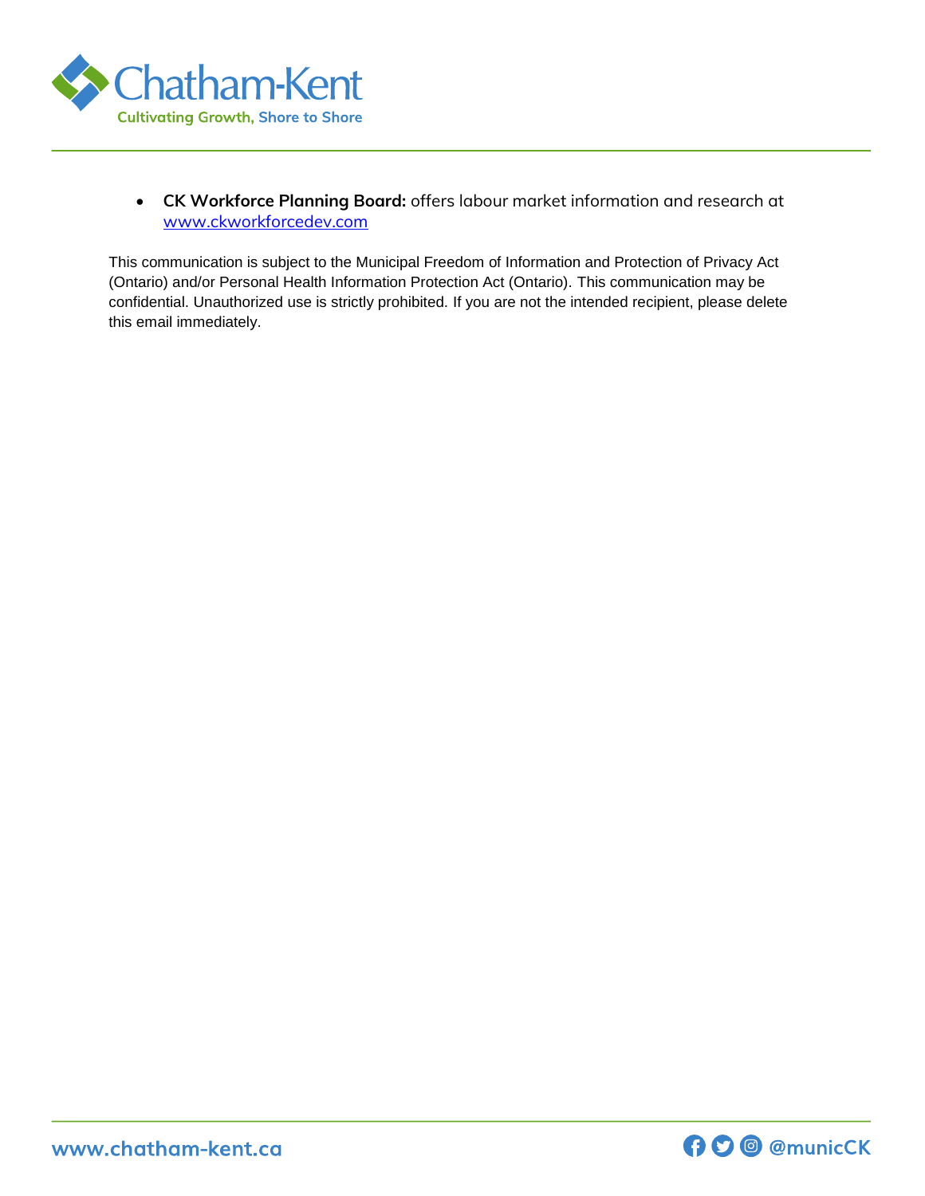- **CK Workforce Planning Board:** offers labour market information and research at www.ckworkforcedev.com

This communication is subject to the Municipal Freedom of Information and Protection of Privacy Act (Ontario) and/or Personal Health Information Protection Act (Ontario). This communication may be confidential. Unauthorized use is strictly prohibited. If you are not the intended recipient, please delete this email immediately.